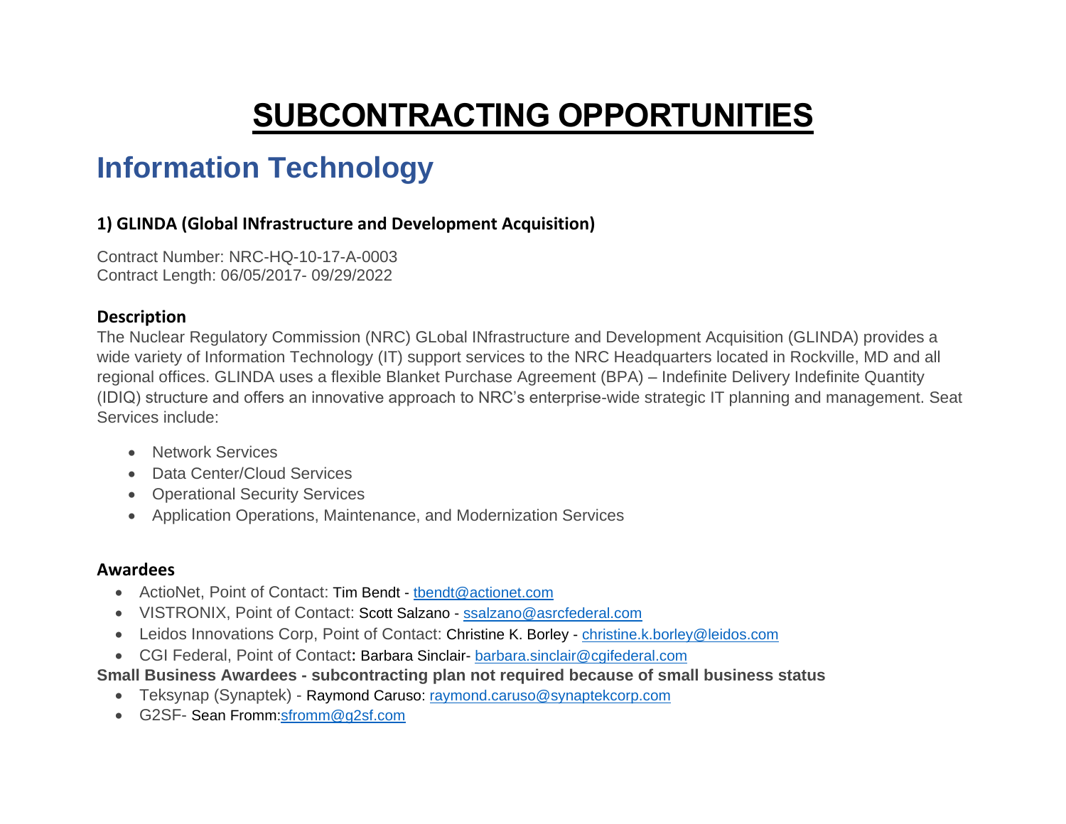# SUBCONTRACTING OPPORTUNITIES

## Information Technology

### 1) GLINDA (Global INfrastructure and Development Acquisition)

Contract Number: NRC-HQ-10-17-A-0003
Contract Length: 06/05/2017- 09/29/2022

#### Description

The Nuclear Regulatory Commission (NRC) GLobal INfrastructure and Development Acquisition (GLINDA) provides a wide variety of Information Technology (IT) support services to the NRC Headquarters located in Rockville, MD and all regional offices. GLINDA uses a flexible Blanket Purchase Agreement (BPA) – Indefinite Delivery Indefinite Quantity (IDIQ) structure and offers an innovative approach to NRC's enterprise-wide strategic IT planning and management. Seat Services include:

- Network Services
- Data Center/Cloud Services
- Operational Security Services
- Application Operations, Maintenance, and Modernization Services

#### Awardees

- ActioNet, Point of Contact: Tim Bendt - tbendt@actionet.com
- VISTRONIX, Point of Contact: Scott Salzano - ssalzano@asrcfederal.com
- Leidos Innovations Corp, Point of Contact: Christine K. Borley - christine.k.borley@leidos.com
- CGI Federal, Point of Contact: Barbara Sinclair- barbara.sinclair@cgifederal.com

**Small Business Awardees - subcontracting plan not required because of small business status**

- Teksynap (Synaptek) - Raymond Caruso: raymond.caruso@synaptekcorp.com
- G2SF- Sean Fromm:sfromm@g2sf.com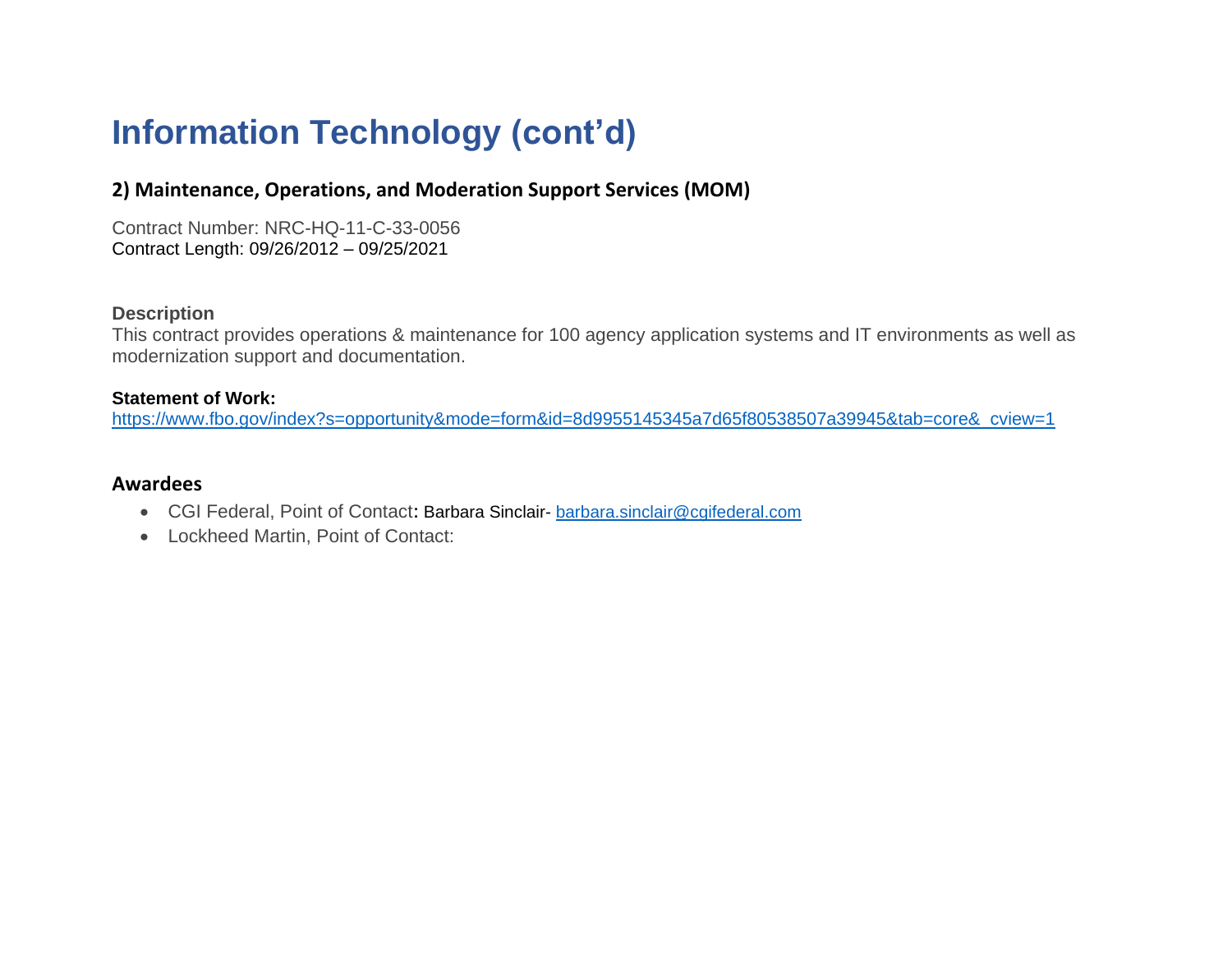# Information Technology (cont'd)

## 2) Maintenance, Operations, and Moderation Support Services (MOM)

Contract Number: NRC-HQ-11-C-33-0056
Contract Length: 09/26/2012 – 09/25/2021

**Description**
This contract provides operations & maintenance for 100 agency application systems and IT environments as well as modernization support and documentation.

**Statement of Work:**
https://www.fbo.gov/index?s=opportunity&mode=form&id=8d9955145345a7d65f80538507a39945&tab=core&_cview=1

### Awardees

- CGI Federal, Point of Contact: Barbara Sinclair- barbara.sinclair@cgifederal.com
- Lockheed Martin, Point of Contact: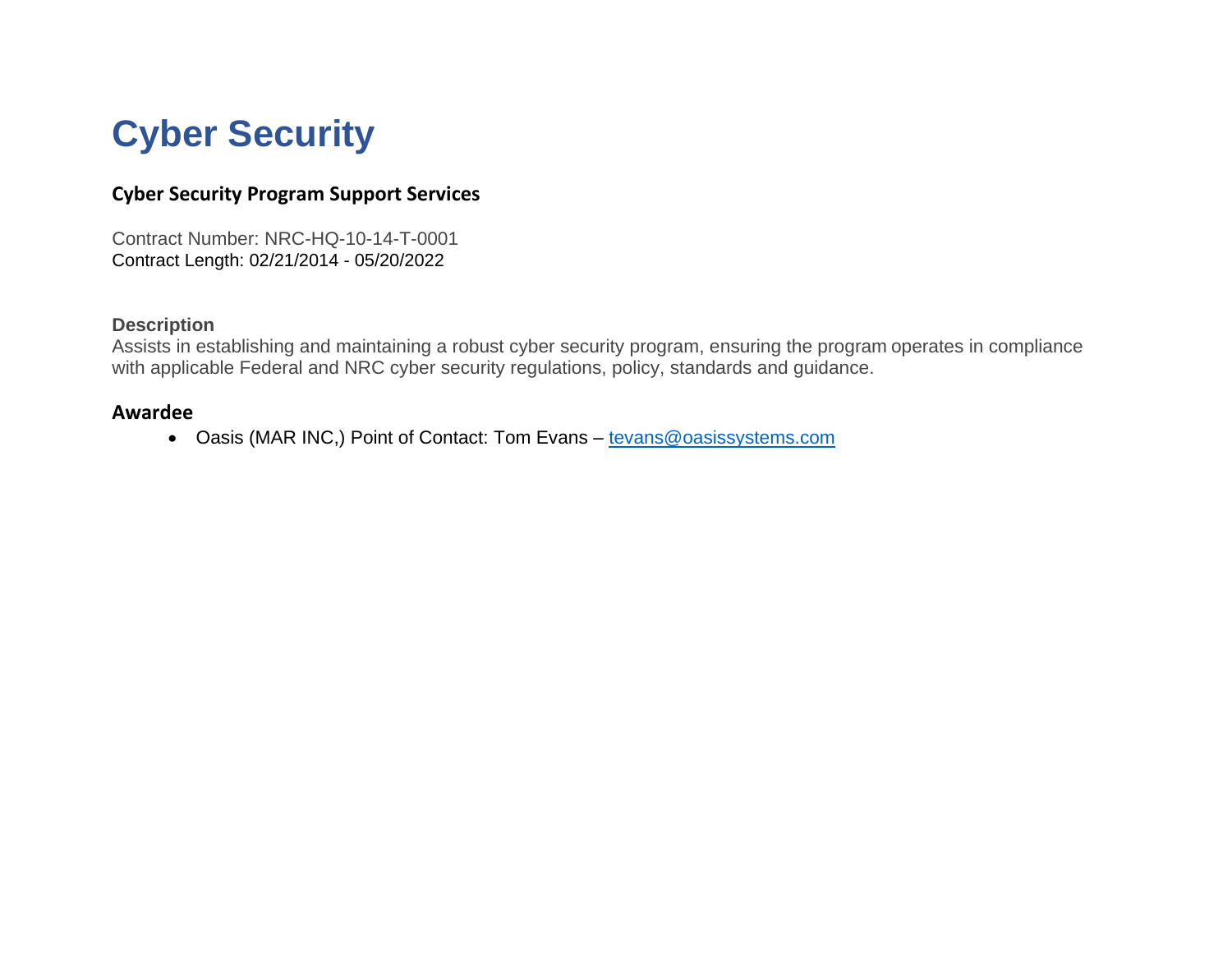# Cyber Security

### Cyber Security Program Support Services

Contract Number: NRC-HQ-10-14-T-0001
Contract Length: 02/21/2014 - 05/20/2022

**Description**
Assists in establishing and maintaining a robust cyber security program, ensuring the program operates in compliance with applicable Federal and NRC cyber security regulations, policy, standards and guidance.

### Awardee

- Oasis (MAR INC,) Point of Contact: Tom Evans – tevans@oasissystems.com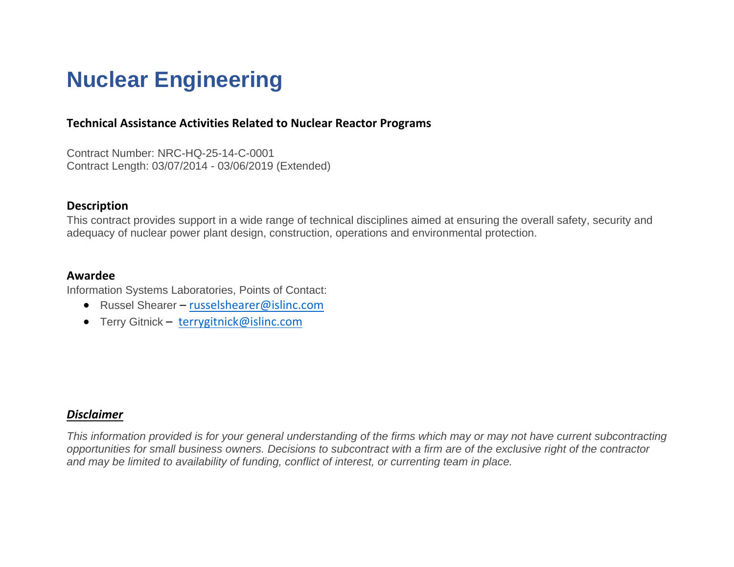# Nuclear Engineering

### Technical Assistance Activities Related to Nuclear Reactor Programs

Contract Number: NRC-HQ-25-14-C-0001
Contract Length: 03/07/2014 - 03/06/2019 (Extended)

### Description

This contract provides support in a wide range of technical disciplines aimed at ensuring the overall safety, security and adequacy of nuclear power plant design, construction, operations and environmental protection.

### Awardee

Information Systems Laboratories, Points of Contact:

- Russel Shearer – russelshearer@islinc.com
- Terry Gitnick – terrygitnick@islinc.com

***Disclaimer***

*This information provided is for your general understanding of the firms which may or may not have current subcontracting opportunities for small business owners. Decisions to subcontract with a firm are of the exclusive right of the contractor and may be limited to availability of funding, conflict of interest, or currenting team in place.*